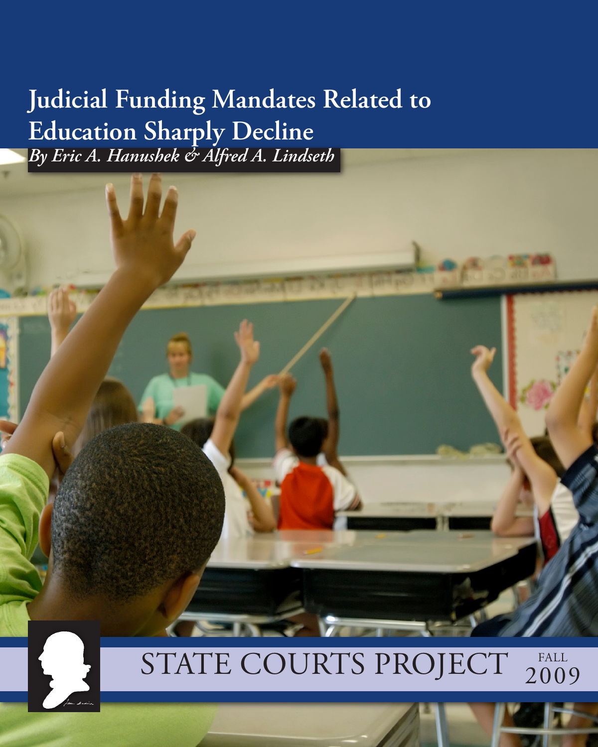# Judicial Funding Mandates Related to Education Sharply Decline

*By Eric A. Hanushek & Alfred A. Lindseth*

STATE COURTS PROJECT

FALL 2009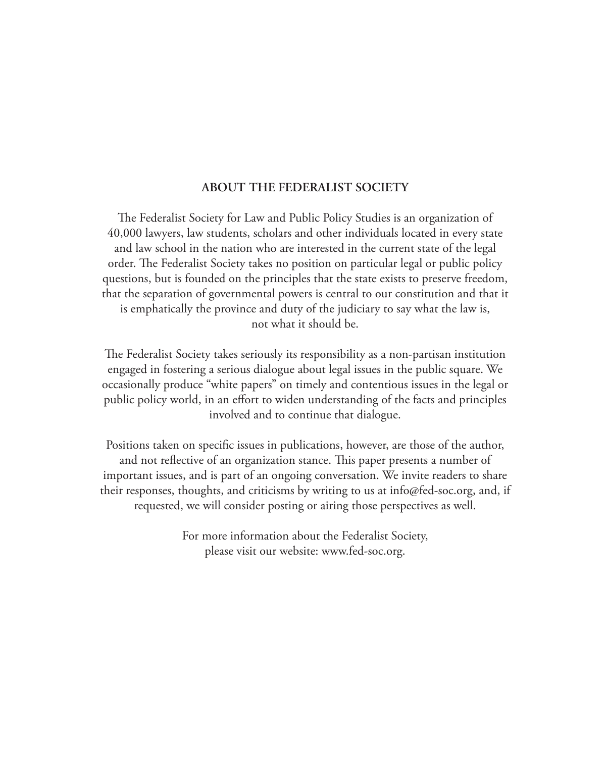## ABOUT THE FEDERALIST SOCIETY

The Federalist Society for Law and Public Policy Studies is an organization of 40,000 lawyers, law students, scholars and other individuals located in every state and law school in the nation who are interested in the current state of the legal order. The Federalist Society takes no position on particular legal or public policy questions, but is founded on the principles that the state exists to preserve freedom, that the separation of governmental powers is central to our constitution and that it is emphatically the province and duty of the judiciary to say what the law is, not what it should be.

The Federalist Society takes seriously its responsibility as a non-partisan institution engaged in fostering a serious dialogue about legal issues in the public square. We occasionally produce "white papers" on timely and contentious issues in the legal or public policy world, in an effort to widen understanding of the facts and principles involved and to continue that dialogue.

Positions taken on specific issues in publications, however, are those of the author, and not reflective of an organization stance. This paper presents a number of important issues, and is part of an ongoing conversation. We invite readers to share their responses, thoughts, and criticisms by writing to us at info@fed-soc.org, and, if requested, we will consider posting or airing those perspectives as well.

For more information about the Federalist Society, please visit our website: www.fed-soc.org.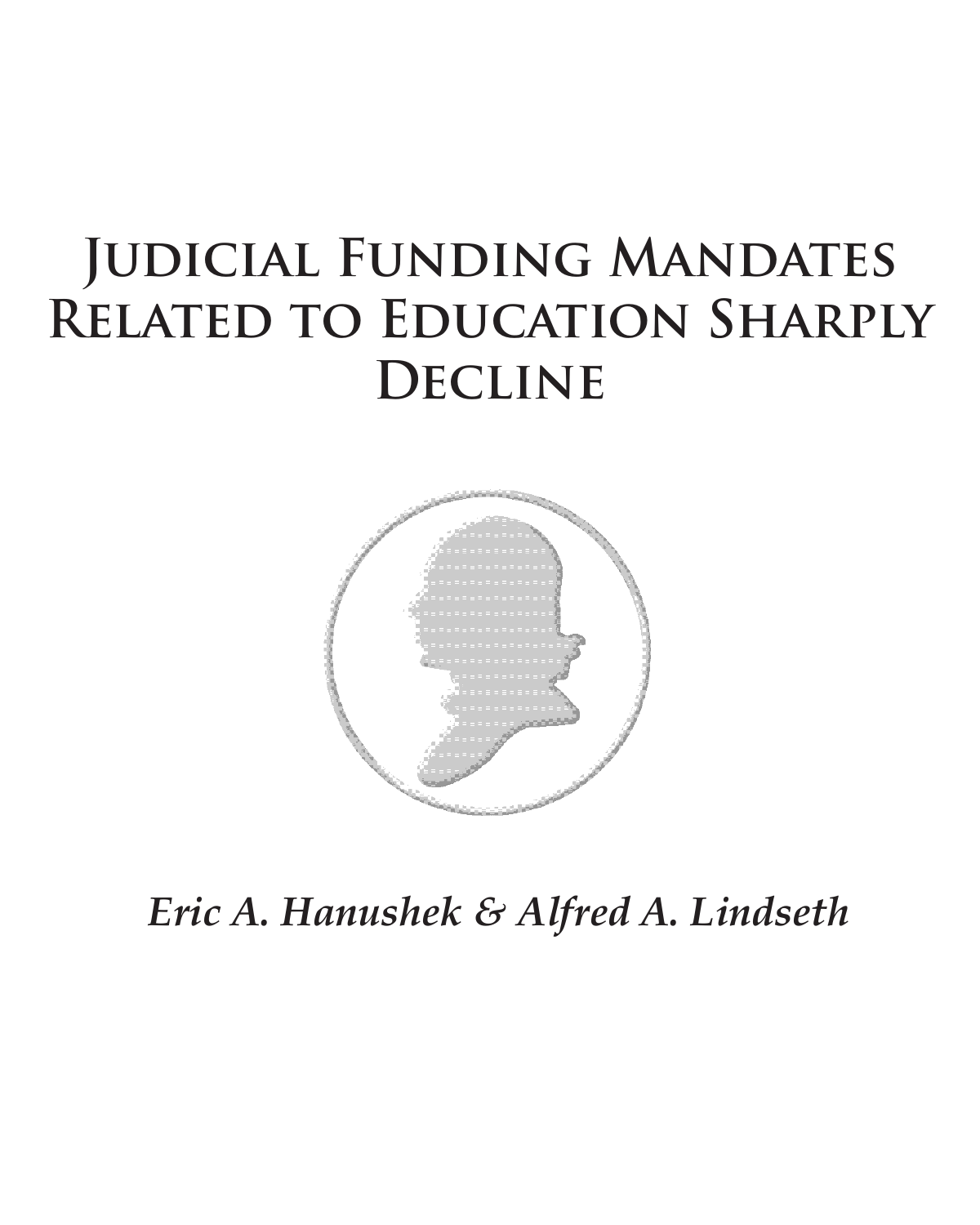# Judicial Funding Mandates Related to Education Sharply Decline

*Eric A. Hanushek & Alfred A. Lindseth*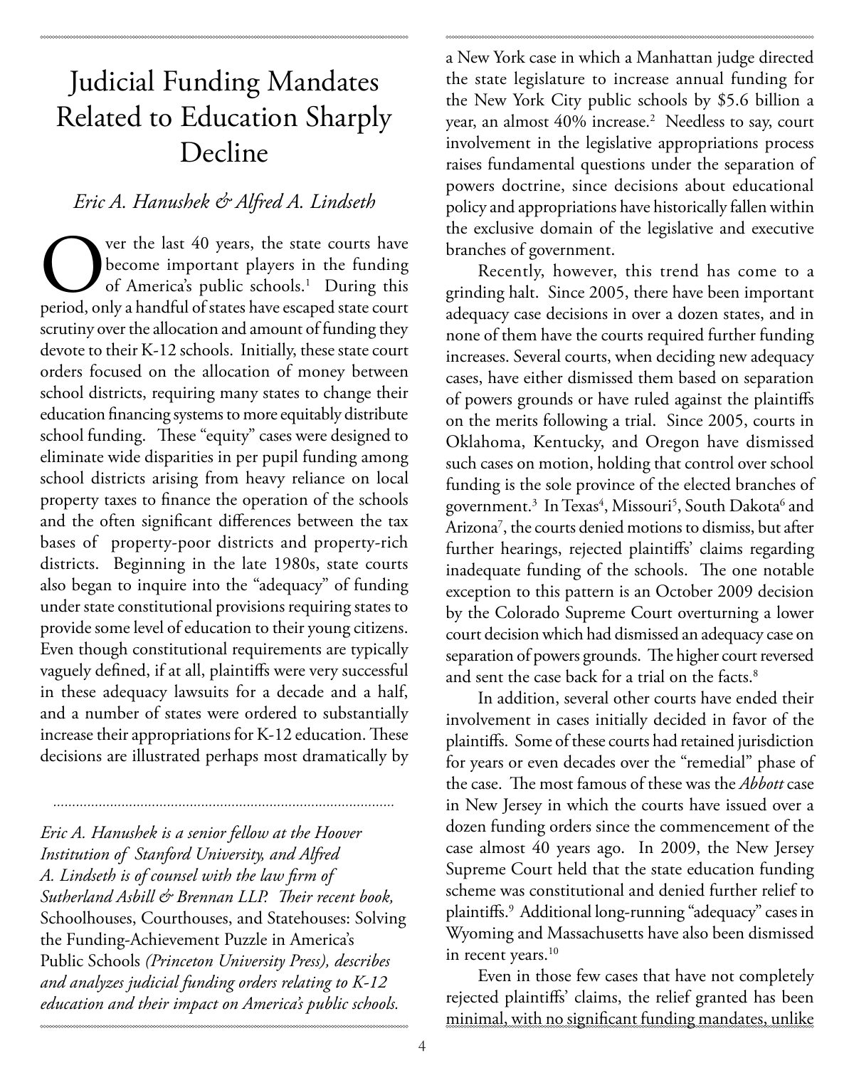# Judicial Funding Mandates Related to Education Sharply Decline

*Eric A. Hanushek & Alfred A. Lindseth*

Over the last 40 years, the state courts have become important players in the funding of America's public schools.[1] During this period, only a handful of states have escaped state court scrutiny over the allocation and amount of funding they devote to their K-12 schools. Initially, these state court orders focused on the allocation of money between school districts, requiring many states to change their education financing systems to more equitably distribute school funding. These "equity" cases were designed to eliminate wide disparities in per pupil funding among school districts arising from heavy reliance on local property taxes to finance the operation of the schools and the often significant differences between the tax bases of property-poor districts and property-rich districts. Beginning in the late 1980s, state courts also began to inquire into the "adequacy" of funding under state constitutional provisions requiring states to provide some level of education to their young citizens. Even though constitutional requirements are typically vaguely defined, if at all, plaintiffs were very successful in these adequacy lawsuits for a decade and a half, and a number of states were ordered to substantially increase their appropriations for K-12 education. These decisions are illustrated perhaps most dramatically by a New York case in which a Manhattan judge directed the state legislature to increase annual funding for the New York City public schools by $5.6 billion a year, an almost 40% increase.[2] Needless to say, court involvement in the legislative appropriations process raises fundamental questions under the separation of powers doctrine, since decisions about educational policy and appropriations have historically fallen within the exclusive domain of the legislative and executive branches of government.

*Eric A. Hanushek is a senior fellow at the Hoover Institution of Stanford University, and Alfred A. Lindseth is of counsel with the law firm of Sutherland Asbill & Brennan LLP. Their recent book,* Schoolhouses, Courthouses, and Statehouses: Solving the Funding-Achievement Puzzle in America's Public Schools *(Princeton University Press), describes and analyzes judicial funding orders relating to K-12 education and their impact on America's public schools.*

Recently, however, this trend has come to a grinding halt. Since 2005, there have been important adequacy case decisions in over a dozen states, and in none of them have the courts required further funding increases. Several courts, when deciding new adequacy cases, have either dismissed them based on separation of powers grounds or have ruled against the plaintiffs on the merits following a trial. Since 2005, courts in Oklahoma, Kentucky, and Oregon have dismissed such cases on motion, holding that control over school funding is the sole province of the elected branches of government.[3] In Texas[4], Missouri[5], South Dakota[6] and Arizona[7], the courts denied motions to dismiss, but after further hearings, rejected plaintiffs' claims regarding inadequate funding of the schools. The one notable exception to this pattern is an October 2009 decision by the Colorado Supreme Court overturning a lower court decision which had dismissed an adequacy case on separation of powers grounds. The higher court reversed and sent the case back for a trial on the facts.[8]

In addition, several other courts have ended their involvement in cases initially decided in favor of the plaintiffs. Some of these courts had retained jurisdiction for years or even decades over the "remedial" phase of the case. The most famous of these was the *Abbott* case in New Jersey in which the courts have issued over a dozen funding orders since the commencement of the case almost 40 years ago. In 2009, the New Jersey Supreme Court held that the state education funding scheme was constitutional and denied further relief to plaintiffs.[9] Additional long-running "adequacy" cases in Wyoming and Massachusetts have also been dismissed in recent years.[10]

Even in those few cases that have not completely rejected plaintiffs' claims, the relief granted has been minimal, with no significant funding mandates, unlike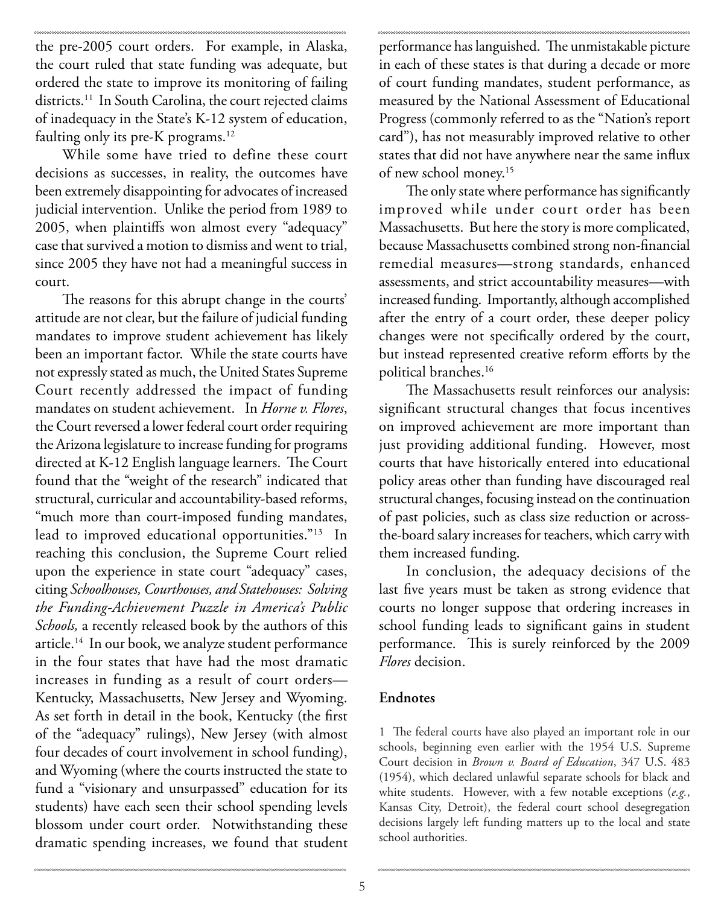the pre-2005 court orders. For example, in Alaska, the court ruled that state funding was adequate, but ordered the state to improve its monitoring of failing districts.[11] In South Carolina, the court rejected claims of inadequacy in the State's K-12 system of education, faulting only its pre-K programs.[12]

While some have tried to define these court decisions as successes, in reality, the outcomes have been extremely disappointing for advocates of increased judicial intervention. Unlike the period from 1989 to 2005, when plaintiffs won almost every "adequacy" case that survived a motion to dismiss and went to trial, since 2005 they have not had a meaningful success in court.

The reasons for this abrupt change in the courts' attitude are not clear, but the failure of judicial funding mandates to improve student achievement has likely been an important factor. While the state courts have not expressly stated as much, the United States Supreme Court recently addressed the impact of funding mandates on student achievement. In *Horne v. Flores*, the Court reversed a lower federal court order requiring the Arizona legislature to increase funding for programs directed at K-12 English language learners. The Court found that the "weight of the research" indicated that structural, curricular and accountability-based reforms, "much more than court-imposed funding mandates, lead to improved educational opportunities."[13] In reaching this conclusion, the Supreme Court relied upon the experience in state court "adequacy" cases, citing *Schoolhouses, Courthouses, and Statehouses: Solving the Funding-Achievement Puzzle in America's Public Schools,* a recently released book by the authors of this article.[14] In our book, we analyze student performance in the four states that have had the most dramatic increases in funding as a result of court orders—Kentucky, Massachusetts, New Jersey and Wyoming. As set forth in detail in the book, Kentucky (the first of the "adequacy" rulings), New Jersey (with almost four decades of court involvement in school funding), and Wyoming (where the courts instructed the state to fund a "visionary and unsurpassed" education for its students) have each seen their school spending levels blossom under court order. Notwithstanding these dramatic spending increases, we found that student performance has languished. The unmistakable picture in each of these states is that during a decade or more of court funding mandates, student performance, as measured by the National Assessment of Educational Progress (commonly referred to as the "Nation's report card"), has not measurably improved relative to other states that did not have anywhere near the same influx of new school money.[15]

The only state where performance has significantly improved while under court order has been Massachusetts. But here the story is more complicated, because Massachusetts combined strong non-financial remedial measures—strong standards, enhanced assessments, and strict accountability measures—with increased funding. Importantly, although accomplished after the entry of a court order, these deeper policy changes were not specifically ordered by the court, but instead represented creative reform efforts by the political branches.[16]

The Massachusetts result reinforces our analysis: significant structural changes that focus incentives on improved achievement are more important than just providing additional funding. However, most courts that have historically entered into educational policy areas other than funding have discouraged real structural changes, focusing instead on the continuation of past policies, such as class size reduction or across-the-board salary increases for teachers, which carry with them increased funding.

In conclusion, the adequacy decisions of the last five years must be taken as strong evidence that courts no longer suppose that ordering increases in school funding leads to significant gains in student performance. This is surely reinforced by the 2009 *Flores* decision.

## Endnotes

1 The federal courts have also played an important role in our schools, beginning even earlier with the 1954 U.S. Supreme Court decision in *Brown v. Board of Education*, 347 U.S. 483 (1954), which declared unlawful separate schools for black and white students. However, with a few notable exceptions (*e.g.*, Kansas City, Detroit), the federal court school desegregation decisions largely left funding matters up to the local and state school authorities.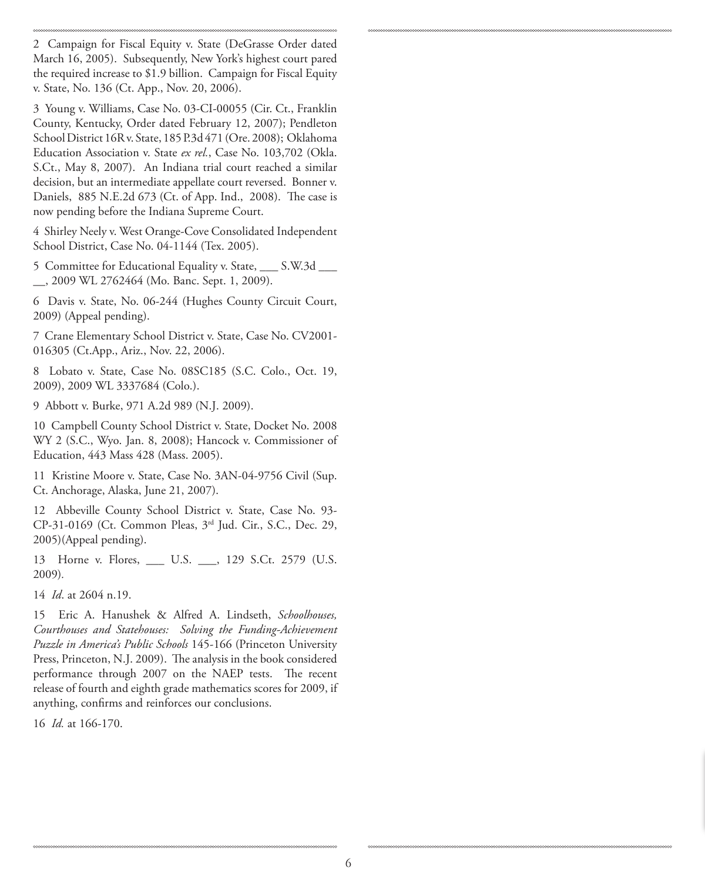2 Campaign for Fiscal Equity v. State (DeGrasse Order dated March 16, 2005). Subsequently, New York's highest court pared the required increase to $1.9 billion. Campaign for Fiscal Equity v. State, No. 136 (Ct. App., Nov. 20, 2006).

3 Young v. Williams, Case No. 03-CI-00055 (Cir. Ct., Franklin County, Kentucky, Order dated February 12, 2007); Pendleton School District 16R v. State, 185 P.3d 471 (Ore. 2008); Oklahoma Education Association v. State *ex rel.*, Case No. 103,702 (Okla. S.Ct., May 8, 2007). An Indiana trial court reached a similar decision, but an intermediate appellate court reversed. Bonner v. Daniels, 885 N.E.2d 673 (Ct. of App. Ind., 2008). The case is now pending before the Indiana Supreme Court.

4 Shirley Neely v. West Orange-Cove Consolidated Independent School District, Case No. 04-1144 (Tex. 2005).

5 Committee for Educational Equality v. State, ___ S.W.3d ___ __, 2009 WL 2762464 (Mo. Banc. Sept. 1, 2009).

6 Davis v. State, No. 06-244 (Hughes County Circuit Court, 2009) (Appeal pending).

7 Crane Elementary School District v. State, Case No. CV2001-016305 (Ct.App., Ariz., Nov. 22, 2006).

8 Lobato v. State, Case No. 08SC185 (S.C. Colo., Oct. 19, 2009), 2009 WL 3337684 (Colo.).

9 Abbott v. Burke, 971 A.2d 989 (N.J. 2009).

10 Campbell County School District v. State, Docket No. 2008 WY 2 (S.C., Wyo. Jan. 8, 2008); Hancock v. Commissioner of Education, 443 Mass 428 (Mass. 2005).

11 Kristine Moore v. State, Case No. 3AN-04-9756 Civil (Sup. Ct. Anchorage, Alaska, June 21, 2007).

12 Abbeville County School District v. State, Case No. 93-CP-31-0169 (Ct. Common Pleas, 3rd Jud. Cir., S.C., Dec. 29, 2005)(Appeal pending).

13 Horne v. Flores, ___ U.S. ___, 129 S.Ct. 2579 (U.S. 2009).

14 *Id*. at 2604 n.19.

15 Eric A. Hanushek & Alfred A. Lindseth, *Schoolhouses, Courthouses and Statehouses: Solving the Funding-Achievement Puzzle in America's Public Schools* 145-166 (Princeton University Press, Princeton, N.J. 2009). The analysis in the book considered performance through 2007 on the NAEP tests. The recent release of fourth and eighth grade mathematics scores for 2009, if anything, confirms and reinforces our conclusions.

16 *Id.* at 166-170.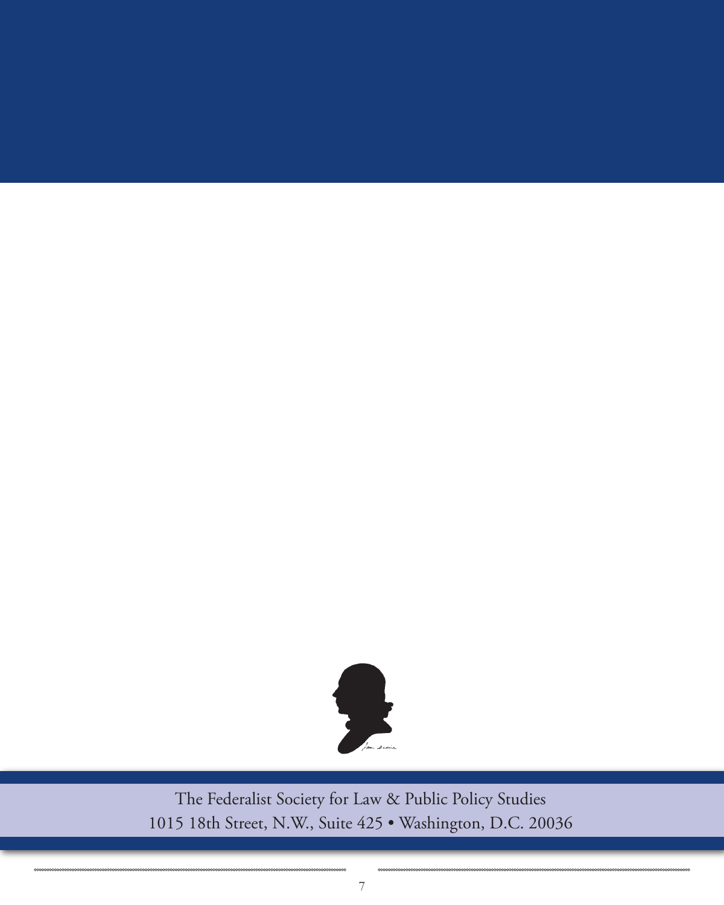The Federalist Society for Law & Public Policy Studies
1015 18th Street, N.W., Suite 425 • Washington, D.C. 20036